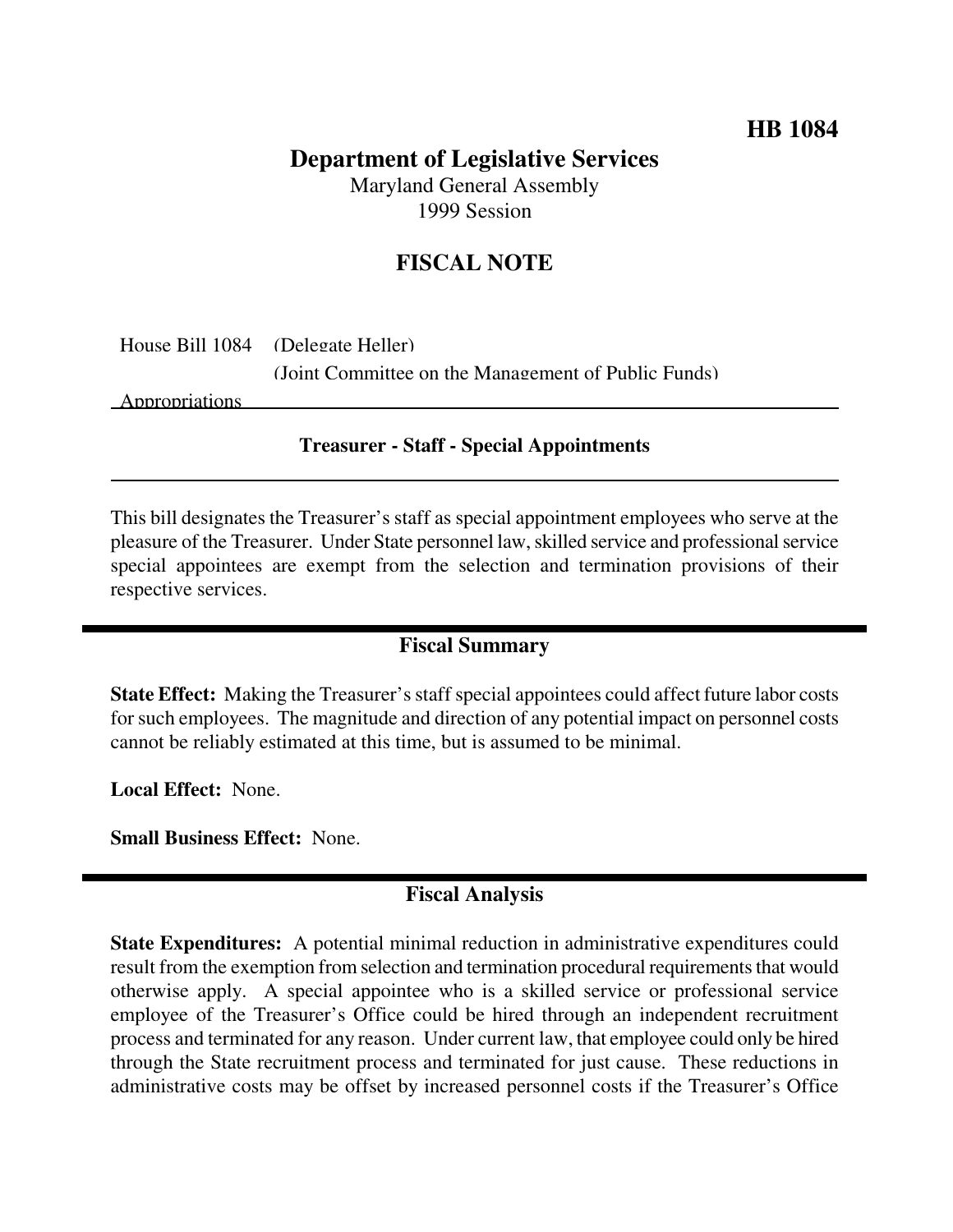**HB 1084**

# Department of Legislative Services

Maryland General Assembly
1999 Session

## FISCAL NOTE

House Bill 1084 (Delegate Heller)
(Joint Committee on the Management of Public Funds)

Appropriations

---

**Treasurer - Staff - Special Appointments**

---

This bill designates the Treasurer's staff as special appointment employees who serve at the pleasure of the Treasurer. Under State personnel law, skilled service and professional service special appointees are exempt from the selection and termination provisions of their respective services.

## Fiscal Summary

**State Effect:** Making the Treasurer's staff special appointees could affect future labor costs for such employees. The magnitude and direction of any potential impact on personnel costs cannot be reliably estimated at this time, but is assumed to be minimal.

**Local Effect:** None.

**Small Business Effect:** None.

## Fiscal Analysis

**State Expenditures:** A potential minimal reduction in administrative expenditures could result from the exemption from selection and termination procedural requirements that would otherwise apply. A special appointee who is a skilled service or professional service employee of the Treasurer's Office could be hired through an independent recruitment process and terminated for any reason. Under current law, that employee could only be hired through the State recruitment process and terminated for just cause. These reductions in administrative costs may be offset by increased personnel costs if the Treasurer's Office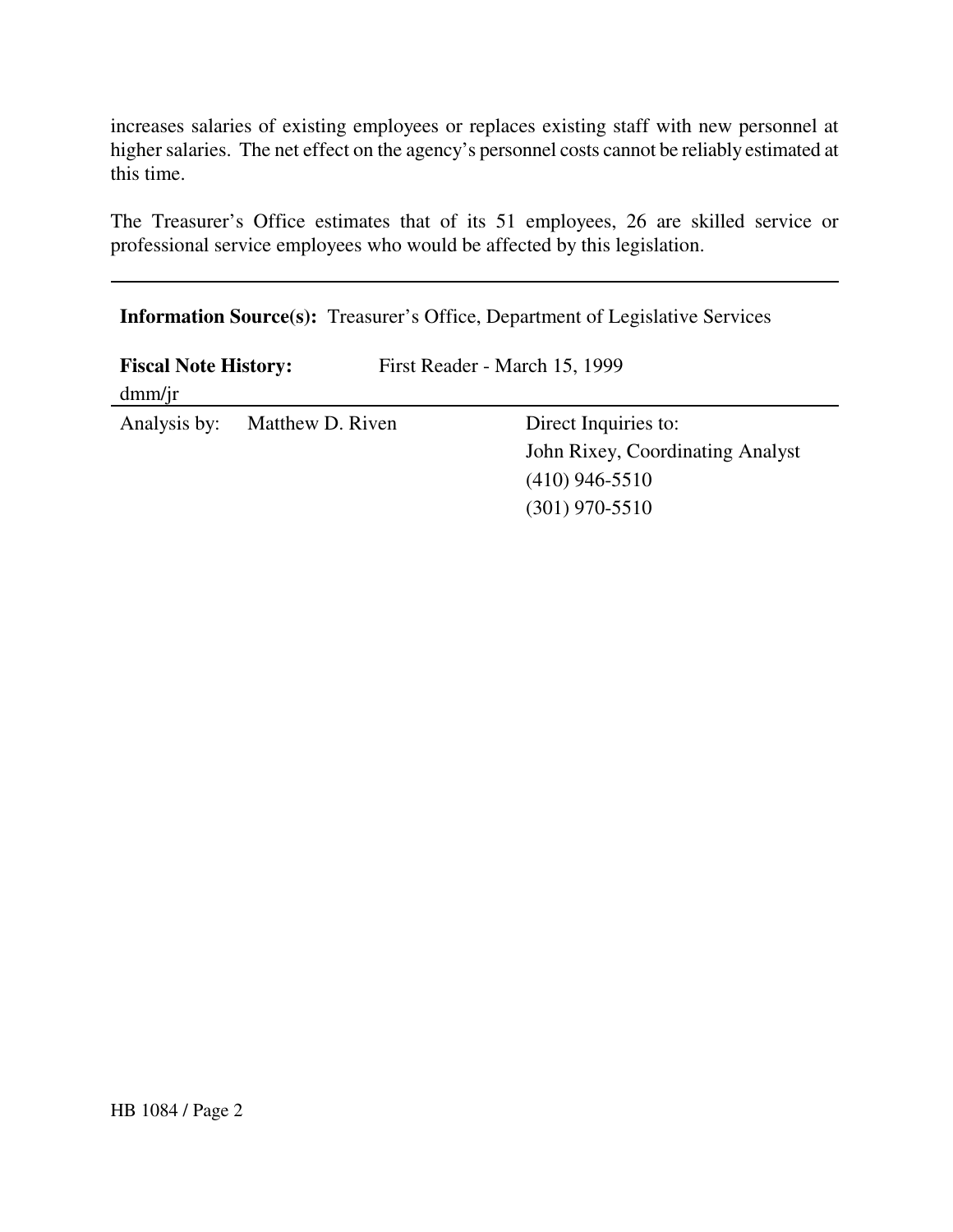increases salaries of existing employees or replaces existing staff with new personnel at higher salaries. The net effect on the agency's personnel costs cannot be reliably estimated at this time.

The Treasurer's Office estimates that of its 51 employees, 26 are skilled service or professional service employees who would be affected by this legislation.

---

**Information Source(s):** Treasurer's Office, Department of Legislative Services

**Fiscal Note History:** First Reader - March 15, 1999
dmm/jr

---

Analysis by: Matthew D. Riven

Direct Inquiries to:
John Rixey, Coordinating Analyst
(410) 946-5510
(301) 970-5510